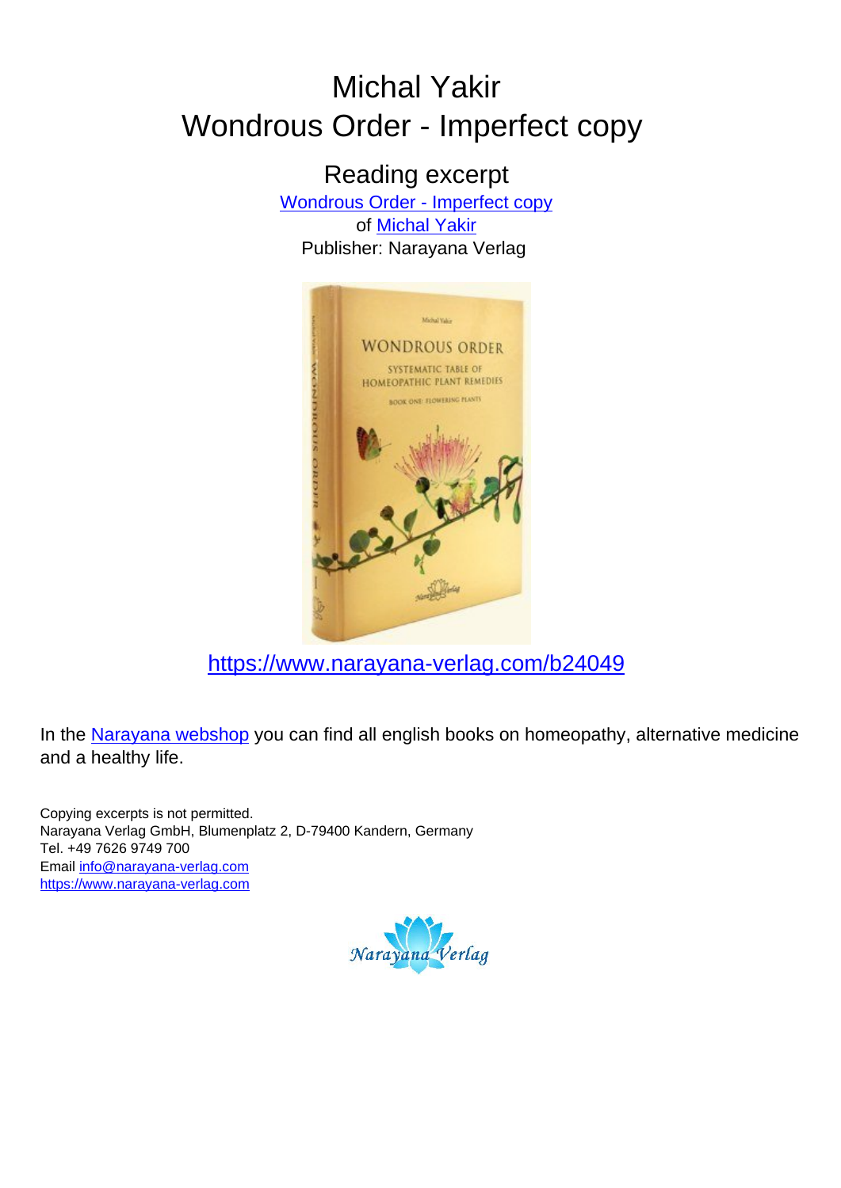# Michal Yakir
# Wondrous Order - Imperfect copy

## Reading excerpt

[Wondrous Order - Imperfect copy](https://www.narayana-verlag.com/b24049)
of [Michal Yakir](https://www.narayana-verlag.com)
Publisher: Narayana Verlag

https://www.narayana-verlag.com/b24049

In the [Narayana webshop](https://www.narayana-verlag.com) you can find all english books on homeopathy, alternative medicine and a healthy life.

Copying excerpts is not permitted.
Narayana Verlag GmbH, Blumenplatz 2, D-79400 Kandern, Germany
Tel. +49 7626 9749 700
Email info@narayana-verlag.com
https://www.narayana-verlag.com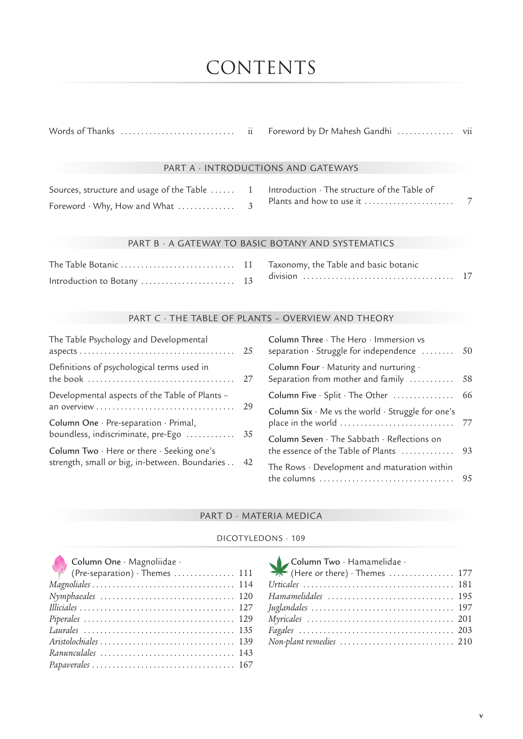# CONTENTS

Words of Thanks ........ ii

Foreword by Dr Mahesh Gandhi ........ vii

## PART A · INTRODUCTIONS AND GATEWAYS

Sources, structure and usage of the Table ........ 1

Foreword · Why, How and What ........ 3

Introduction · The structure of the Table of Plants and how to use it ........ 7

## PART B · A GATEWAY TO BASIC BOTANY AND SYSTEMATICS

The Table Botanic ........ 11

Introduction to Botany ........ 13

Taxonomy, the Table and basic botanic division ........ 17

## PART C · THE TABLE OF PLANTS – OVERVIEW AND THEORY

The Table Psychology and Developmental aspects ........ 25

Definitions of psychological terms used in the book ........ 27

Developmental aspects of the Table of Plants – an overview ........ 29

Column One · Pre-separation · Primal, boundless, indiscriminate, pre-Ego ........ 35

Column Two · Here or there · Seeking one's strength, small or big, in-between. Boundaries ........ 42

Column Three · The Hero · Immersion vs separation · Struggle for independence ........ 50

Column Four · Maturity and nurturing · Separation from mother and family ........ 58

Column Five · Split · The Other ........ 66

Column Six · Me vs the world · Struggle for one's place in the world ........ 77

Column Seven · The Sabbath · Reflections on the essence of the Table of Plants ........ 93

The Rows · Development and maturation within the columns ........ 95

## PART D · MATERIA MEDICA

### DICOTYLEDONS · 109

Column One · Magnoliidae · (Pre-separation) · Themes ........ 111

*Magnoliales* ........ 114

*Nymphaeales* ........ 120

*Illiciales* ........ 127

*Piperales* ........ 129

*Laurales* ........ 135

*Aristolochiales* ........ 139

*Ranunculales* ........ 143

*Papaverales* ........ 167

Column Two · Hamamelidae · (Here or there) · Themes ........ 177

*Urticales* ........ 181

*Hamamelidales* ........ 195

*Juglandales* ........ 197

*Myricales* ........ 201

*Fagales* ........ 203

*Non-plant remedies* ........ 210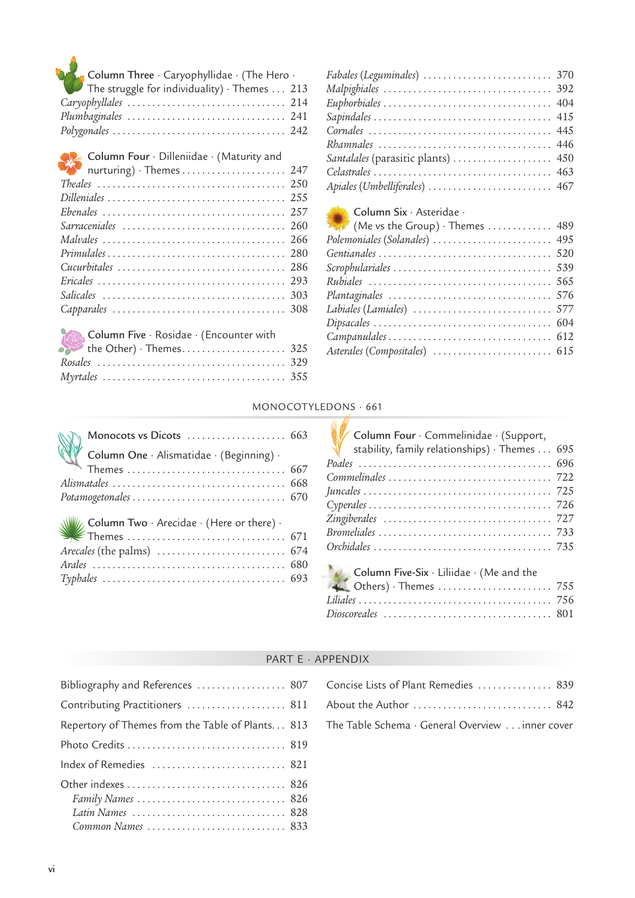Column Three · Caryophyllidae · (The Hero · The struggle for individuality) · Themes ... 213

*Caryophyllales* ... 214
*Plumbaginales* ... 241
*Polygonales* ... 242

Column Four · Dilleniidae · (Maturity and nurturing) · Themes ... 247

*Theales* ... 250
*Dilleniales* ... 255
*Ebenales* ... 257
*Sarraceniales* ... 260
*Malvales* ... 266
*Primulales* ... 280
*Cucurbitales* ... 286
*Ericales* ... 293
*Salicales* ... 303
*Capparales* ... 308

Column Five · Rosidae · (Encounter with the Other) · Themes ... 325

*Rosales* ... 329
*Myrtales* ... 355
*Fabales (Leguminales)* ... 370
*Malpighiales* ... 392
*Euphorbiales* ... 404
*Sapindales* ... 415
*Cornales* ... 445
*Rhamnales* ... 446
*Santalales* (parasitic plants) ... 450
*Celastrales* ... 463
*Apiales (Umbelliferales)* ... 467

Column Six · Asteridae · (Me vs the Group) · Themes ... 489

*Polemoniales (Solanales)* ... 495
*Gentianales* ... 520
*Scrophulariales* ... 539
*Rubiales* ... 565
*Plantaginales* ... 576
*Labiales (Lamiales)* ... 577
*Dipsacales* ... 604
*Campanulales* ... 612
*Asterales (Compositales)* ... 615

## MONOCOTYLEDONS · 661

Monocots vs Dicots ... 663

Column One · Alismatidae · (Beginning) · Themes ... 667

*Alismatales* ... 668
*Potamogetonales* ... 670

Column Two · Arecidae · (Here or there) · Themes ... 671

*Arecales* (the palms) ... 674
*Arales* ... 680
*Typhales* ... 693

Column Four · Commelinidae · (Support, stability, family relationships) · Themes ... 695

*Poales* ... 696
*Commelinales* ... 722
*Juncales* ... 725
*Cyperales* ... 726
*Zingiberales* ... 727
*Bromeliales* ... 733
*Orchidales* ... 735

Column Five-Six · Liliidae · (Me and the Others) · Themes ... 755

*Liliales* ... 756
*Dioscoreales* ... 801

## PART E · APPENDIX

Bibliography and References ... 807

Contributing Practitioners ... 811

Repertory of Themes from the Table of Plants... 813

Photo Credits ... 819

Index of Remedies ... 821

Other indexes ... 826
- *Family Names* ... 826
- *Latin Names* ... 828
- *Common Names* ... 833

Concise Lists of Plant Remedies ... 839

About the Author ... 842

The Table Schema · General Overview ... inner cover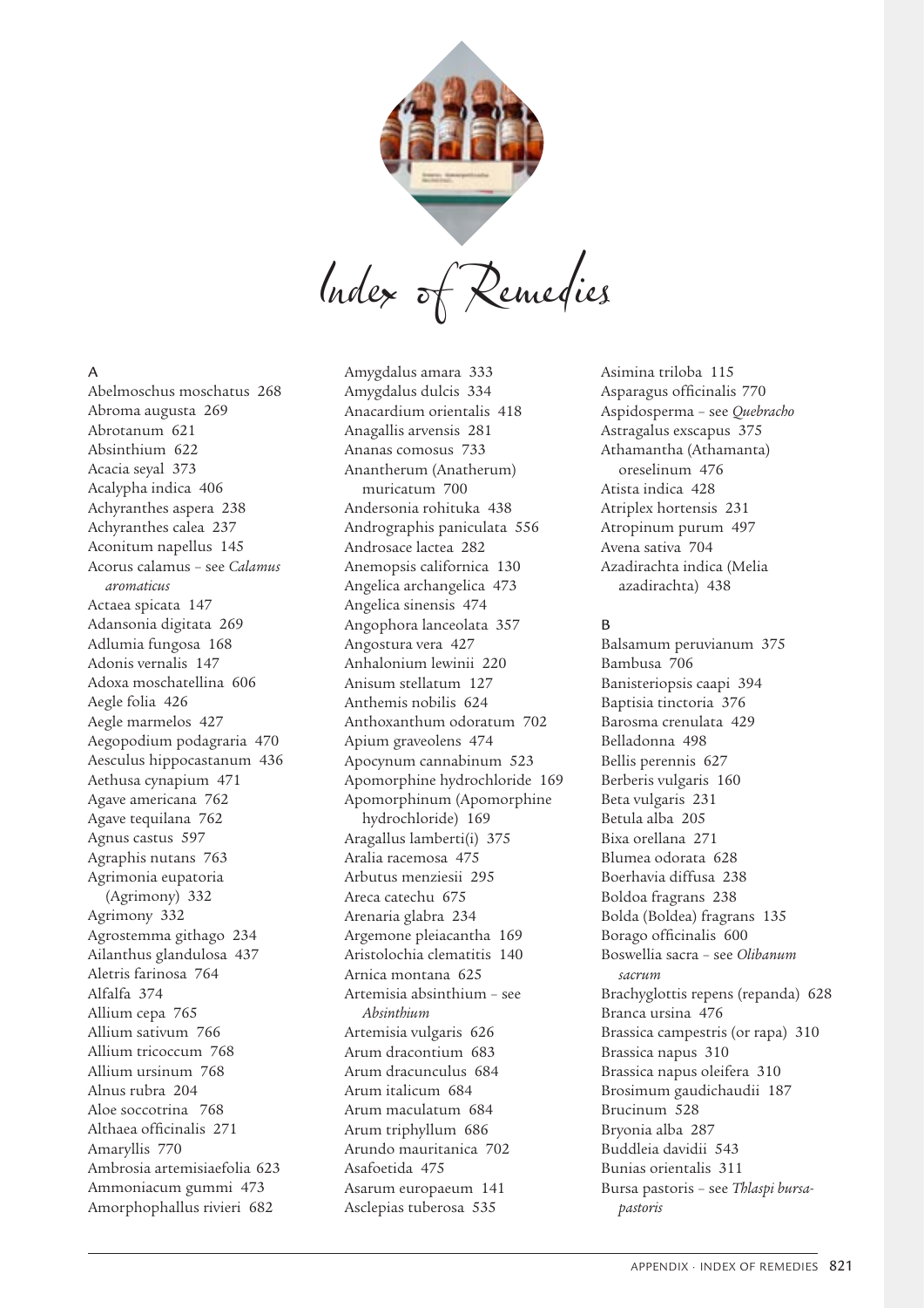# Index of Remedies

## A

Abelmoschus moschatus 268
Abroma augusta 269
Abrotanum 621
Absinthium 622
Acacia seyal 373
Acalypha indica 406
Achyranthes aspera 238
Achyranthes calea 237
Aconitum napellus 145
Acorus calamus – see *Calamus aromaticus*
Actaea spicata 147
Adansonia digitata 269
Adlumia fungosa 168
Adonis vernalis 147
Adoxa moschatellina 606
Aegle folia 426
Aegle marmelos 427
Aegopodium podagraria 470
Aesculus hippocastanum 436
Aethusa cynapium 471
Agave americana 762
Agave tequilana 762
Agnus castus 597
Agraphis nutans 763
Agrimonia eupatoria (Agrimony) 332
Agrimony 332
Agrostemma githago 234
Ailanthus glandulosa 437
Aletris farinosa 764
Alfalfa 374
Allium cepa 765
Allium sativum 766
Allium tricoccum 768
Allium ursinum 768
Alnus rubra 204
Aloe soccotrina 768
Althaea officinalis 271
Amaryllis 770
Ambrosia artemisiaefolia 623
Ammoniacum gummi 473
Amorphophallus rivieri 682
Amygdalus amara 333
Amygdalus dulcis 334
Anacardium orientalis 418
Anagallis arvensis 281
Ananas comosus 733
Anantherum (Anatherum) muricatum 700
Andersonia rohituka 438
Andrographis paniculata 556
Androsace lactea 282
Anemopsis californica 130
Angelica archangelica 473
Angelica sinensis 474
Angophora lanceolata 357
Angostura vera 427
Anhalonium lewinii 220
Anisum stellatum 127
Anthemis nobilis 624
Anthoxanthum odoratum 702
Apium graveolens 474
Apocynum cannabinum 523
Apomorphine hydrochloride 169
Apomorphinum (Apomorphine hydrochloride) 169
Aragallus lamberti(i) 375
Aralia racemosa 475
Arbutus menziesii 295
Areca catechu 675
Arenaria glabra 234
Argemone pleiacantha 169
Aristolochia clematitis 140
Arnica montana 625
Artemisia absinthium – see *Absinthium*
Artemisia vulgaris 626
Arum dracontium 683
Arum dracunculus 684
Arum italicum 684
Arum maculatum 684
Arum triphyllum 686
Arundo mauritanica 702
Asafoetida 475
Asarum europaeum 141
Asclepias tuberosa 535
Asimina triloba 115
Asparagus officinalis 770
Aspidosperma – see *Quebracho*
Astragalus exscapus 375
Athamantha (Athamanta) oreselinum 476
Atista indica 428
Atriplex hortensis 231
Atropinum purum 497
Avena sativa 704
Azadirachta indica (Melia azadirachta) 438

## B

Balsamum peruvianum 375
Bambusa 706
Banisteriopsis caapi 394
Baptisia tinctoria 376
Barosma crenulata 429
Belladonna 498
Bellis perennis 627
Berberis vulgaris 160
Beta vulgaris 231
Betula alba 205
Bixa orellana 271
Blumea odorata 628
Boerhavia diffusa 238
Boldoa fragrans 238
Bolda (Boldea) fragrans 135
Borago officinalis 600
Boswellia sacra – see *Olibanum sacrum*
Brachyglottis repens (repanda) 628
Branca ursina 476
Brassica campestris (or rapa) 310
Brassica napus 310
Brassica napus oleifera 310
Brosimum gaudichaudii 187
Brucinum 528
Bryonia alba 287
Buddleia davidii 543
Bunias orientalis 311
Bursa pastoris – see *Thlaspi bursa-pastoris*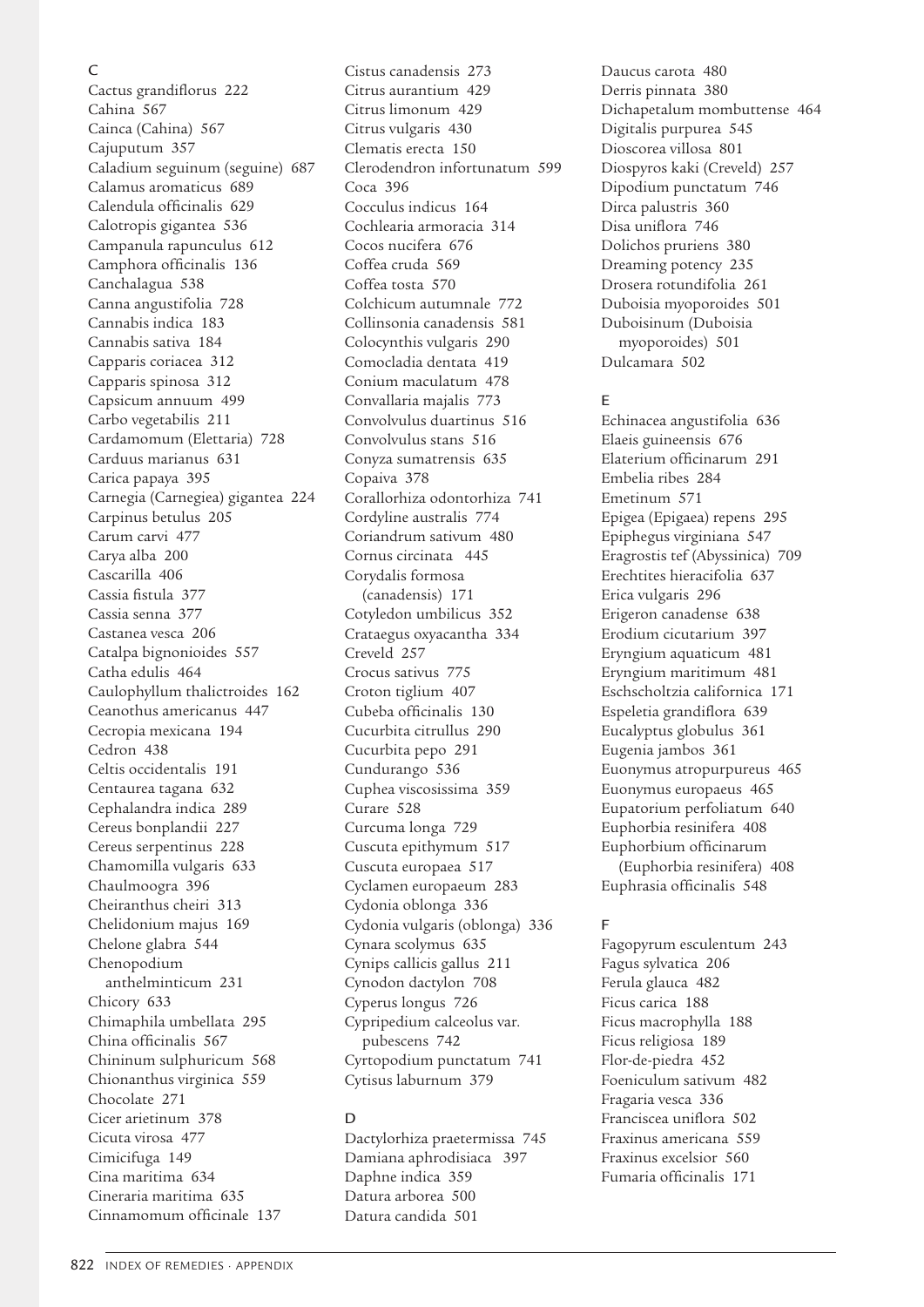## C

Cactus grandiflorus 222
Cahina 567
Cainca (Cahina) 567
Cajuputum 357
Caladium seguinum (seguine) 687
Calamus aromaticus 689
Calendula officinalis 629
Calotropis gigantea 536
Campanula rapunculus 612
Camphora officinalis 136
Canchalagua 538
Canna angustifolia 728
Cannabis indica 183
Cannabis sativa 184
Capparis coriacea 312
Capparis spinosa 312
Capsicum annuum 499
Carbo vegetabilis 211
Cardamomum (Elettaria) 728
Carduus marianus 631
Carica papaya 395
Carnegia (Carnegiea) gigantea 224
Carpinus betulus 205
Carum carvi 477
Carya alba 200
Cascarilla 406
Cassia fistula 377
Cassia senna 377
Castanea vesca 206
Catalpa bignonioides 557
Catha edulis 464
Caulophyllum thalictroides 162
Ceanothus americanus 447
Cecropia mexicana 194
Cedron 438
Celtis occidentalis 191
Centaurea tagana 632
Cephalandra indica 289
Cereus bonplandii 227
Cereus serpentinus 228
Chamomilla vulgaris 633
Chaulmoogra 396
Cheiranthus cheiri 313
Chelidonium majus 169
Chelone glabra 544
Chenopodium anthelminticum 231
Chicory 633
Chimaphila umbellata 295
China officinalis 567
Chininum sulphuricum 568
Chionanthus virginica 559
Chocolate 271
Cicer arietinum 378
Cicuta virosa 477
Cimicifuga 149
Cina maritima 634
Cineraria maritima 635
Cinnamomum officinale 137
Cistus canadensis 273
Citrus aurantium 429
Citrus limonum 429
Citrus vulgaris 430
Clematis erecta 150
Clerodendron infortunatum 599
Coca 396
Cocculus indicus 164
Cochlearia armoracia 314
Cocos nucifera 676
Coffea cruda 569
Coffea tosta 570
Colchicum autumnale 772
Collinsonia canadensis 581
Colocynthis vulgaris 290
Comocladia dentata 419
Conium maculatum 478
Convallaria majalis 773
Convolvulus duartinus 516
Convolvulus stans 516
Conyza sumatrensis 635
Copaiva 378
Corallorhiza odontorhiza 741
Cordyline australis 774
Coriandrum sativum 480
Cornus circinata 445
Corydalis formosa (canadensis) 171
Cotyledon umbilicus 352
Crataegus oxyacantha 334
Creveld 257
Crocus sativus 775
Croton tiglium 407
Cubeba officinalis 130
Cucurbita citrullus 290
Cucurbita pepo 291
Cundurango 536
Cuphea viscosissima 359
Curare 528
Curcuma longa 729
Cuscuta epithymum 517
Cuscuta europaea 517
Cyclamen europaeum 283
Cydonia oblonga 336
Cydonia vulgaris (oblonga) 336
Cynara scolymus 635
Cynips callicis gallus 211
Cynodon dactylon 708
Cyperus longus 726
Cypripedium calceolus var. pubescens 742
Cyrtopodium punctatum 741
Cytisus laburnum 379

## D

Dactylorhiza praetermissa 745
Damiana aphrodisiaca 397
Daphne indica 359
Datura arborea 500
Datura candida 501
Daucus carota 480
Derris pinnata 380
Dichapetalum mombuttense 464
Digitalis purpurea 545
Dioscorea villosa 801
Diospyros kaki (Creveld) 257
Dipodium punctatum 746
Dirca palustris 360
Disa uniflora 746
Dolichos pruriens 380
Dreaming potency 235
Drosera rotundifolia 261
Duboisia myoporoides 501
Duboisinum (Duboisia myoporoides) 501
Dulcamara 502

## E

Echinacea angustifolia 636
Elaeis guineensis 676
Elaterium officinarum 291
Embelia ribes 284
Emetinum 571
Epigea (Epigaea) repens 295
Epiphegus virginiana 547
Eragrostis tef (Abyssinica) 709
Erechtites hieracifolia 637
Erica vulgaris 296
Erigeron canadense 638
Erodium cicutarium 397
Eryngium aquaticum 481
Eryngium maritimum 481
Eschscholtzia californica 171
Espeletia grandiflora 639
Eucalyptus globulus 361
Eugenia jambos 361
Euonymus atropurpureus 465
Euonymus europaeus 465
Eupatorium perfoliatum 640
Euphorbia resinifera 408
Euphorbium officinarum (Euphorbia resinifera) 408
Euphrasia officinalis 548

## F

Fagopyrum esculentum 243
Fagus sylvatica 206
Ferula glauca 482
Ficus carica 188
Ficus macrophylla 188
Ficus religiosa 189
Flor-de-piedra 452
Foeniculum sativum 482
Fragaria vesca 336
Franciscea uniflora 502
Fraxinus americana 559
Fraxinus excelsior 560
Fumaria officinalis 171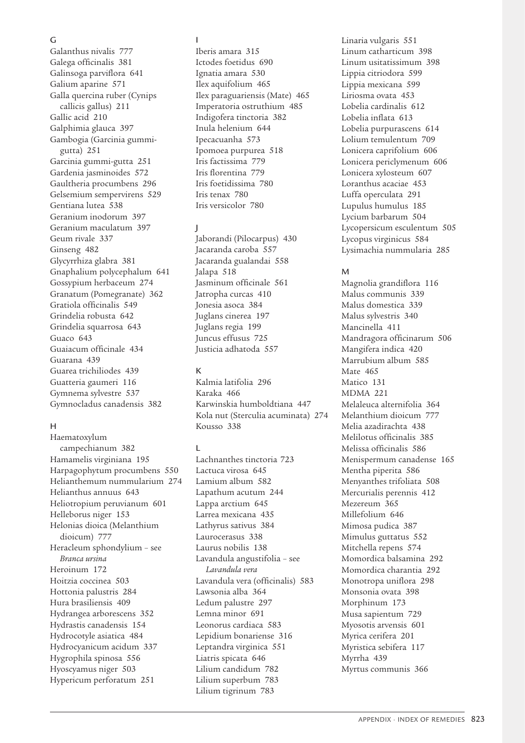## G

Galanthus nivalis 777
Galega officinalis 381
Galinsoga parviflora 641
Galium aparine 571
Galla quercina ruber (Cynips callicis gallus) 211
Gallic acid 210
Galphimia glauca 397
Gambogia (Garcinia gummi-gutta) 251
Garcinia gummi-gutta 251
Gardenia jasminoides 572
Gaultheria procumbens 296
Gelsemium sempervirens 529
Gentiana lutea 538
Geranium inodorum 397
Geranium maculatum 397
Geum rivale 337
Ginseng 482
Glycyrrhiza glabra 381
Gnaphalium polycephalum 641
Gossypium herbaceum 274
Granatum (Pomegranate) 362
Gratiola officinalis 549
Grindelia robusta 642
Grindelia squarrosa 643
Guaco 643
Guaiacum officinale 434
Guarana 439
Guarea trichiliodes 439
Guatteria gaumeri 116
Gymnema sylvestre 537
Gymnocladus canadensis 382

## H

Haematoxylum campechianum 382
Hamamelis virginiana 195
Harpagophytum procumbens 550
Helianthemum nummularium 274
Helianthus annuus 643
Heliotropium peruvianum 601
Helleborus niger 153
Helonias dioica (Melanthium dioicum) 777
Heracleum sphondylium – see *Branca ursina*
Heroinum 172
Hoitzia coccinea 503
Hottonia palustris 284
Hura brasiliensis 409
Hydrangea arborescens 352
Hydrastis canadensis 154
Hydrocotyle asiatica 484
Hydrocyanicum acidum 337
Hygrophila spinosa 556
Hyoscyamus niger 503
Hypericum perforatum 251

## I

Iberis amara 315
Ictodes foetidus 690
Ignatia amara 530
Ilex aquifolium 465
Ilex paraguariensis (Mate) 465
Imperatoria ostruthium 485
Indigofera tinctoria 382
Inula helenium 644
Ipecacuanha 573
Ipomoea purpurea 518
Iris factissima 779
Iris florentina 779
Iris foetidissima 780
Iris tenax 780
Iris versicolor 780

## J

Jaborandi (Pilocarpus) 430
Jacaranda caroba 557
Jacaranda gualandai 558
Jalapa 518
Jasminum officinale 561
Jatropha curcas 410
Jonesia asoca 384
Juglans cinerea 197
Juglans regia 199
Juncus effusus 725
Justicia adhatoda 557

## K

Kalmia latifolia 296
Karaka 466
Karwinskia humboldtiana 447
Kola nut (Sterculia acuminata) 274
Kousso 338

## L

Lachnanthes tinctoria 723
Lactuca virosa 645
Lamium album 582
Lapathum acutum 244
Lappa arctium 645
Larrea mexicana 435
Lathyrus sativus 384
Laurocerasus 338
Laurus nobilis 138
Lavandula angustifolia – see *Lavandula vera*
Lavandula vera (officinalis) 583
Lawsonia alba 364
Ledum palustre 297
Lemna minor 691
Leonorus cardiaca 583
Lepidium bonariense 316
Leptandra virginica 551
Liatris spicata 646
Lilium candidum 782
Lilium superbum 783
Lilium tigrinum 783
Linaria vulgaris 551
Linum catharticum 398
Linum usitatissimum 398
Lippia citriodora 599
Lippia mexicana 599
Liriosma ovata 453
Lobelia cardinalis 612
Lobelia inflata 613
Lobelia purpurascens 614
Lolium temulentum 709
Lonicera caprifolium 606
Lonicera periclymenum 606
Lonicera xylosteum 607
Loranthus acaciae 453
Luffa operculata 291
Lupulus humulus 185
Lycium barbarum 504
Lycopersicum esculentum 505
Lycopus virginicus 584
Lysimachia nummularia 285

## M

Magnolia grandiflora 116
Malus communis 339
Malus domestica 339
Malus sylvestris 340
Mancinella 411
Mandragora officinarum 506
Mangifera indica 420
Marrubium album 585
Mate 465
Matico 131
MDMA 221
Melaleuca alternifolia 364
Melanthium dioicum 777
Melia azadirachta 438
Melilotus officinalis 385
Melissa officinalis 586
Menispermum canadense 165
Mentha piperita 586
Menyanthes trifoliata 508
Mercurialis perennis 412
Mezereum 365
Millefolium 646
Mimosa pudica 387
Mimulus guttatus 552
Mitchella repens 574
Momordica balsamina 292
Momordica charantia 292
Monotropa uniflora 298
Monsonia ovata 398
Morphinum 173
Musa sapientum 729
Myosotis arvensis 601
Myrica cerifera 201
Myristica sebifera 117
Myrrha 439
Myrtus communis 366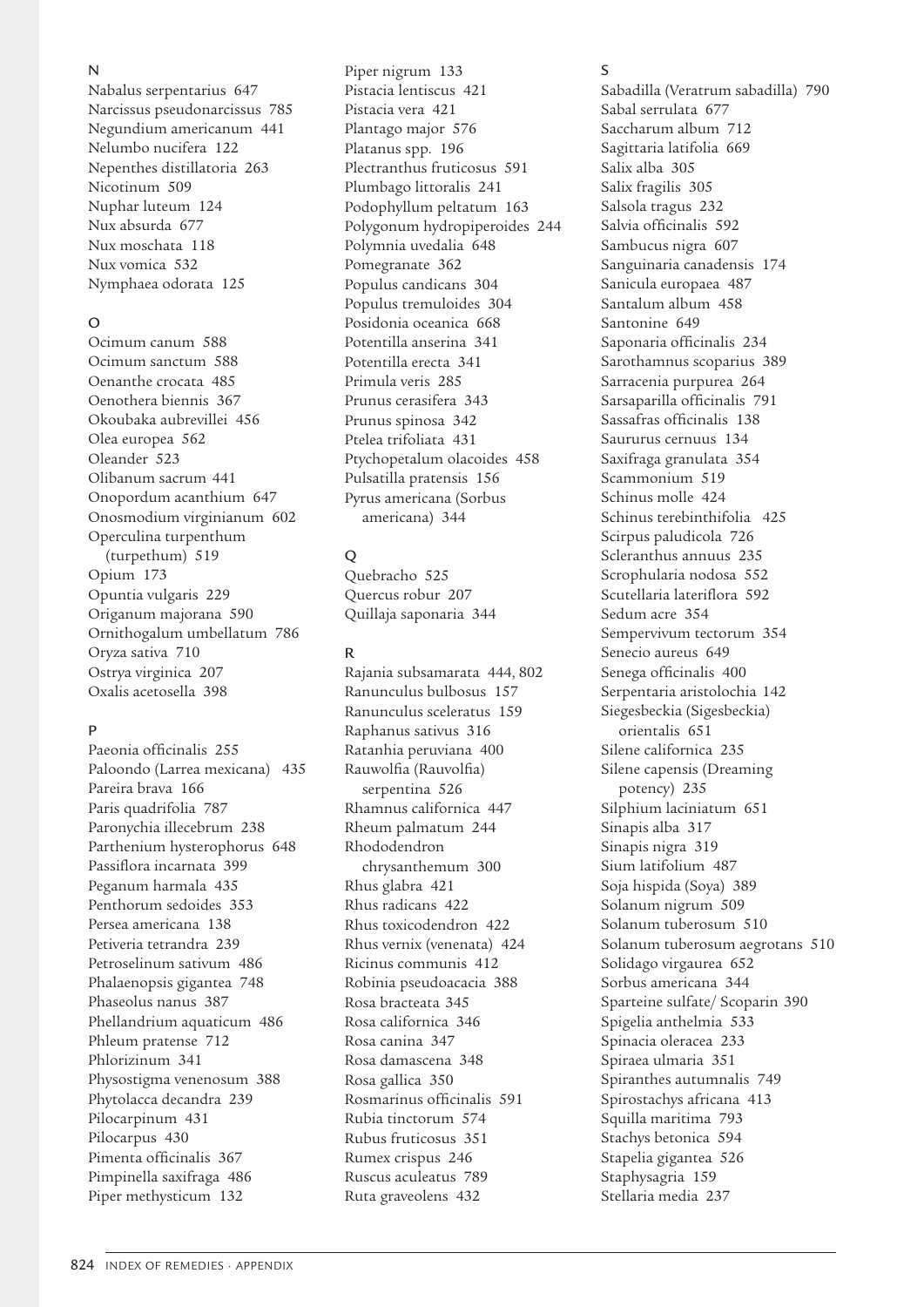## N

Nabalus serpentarius 647
Narcissus pseudonarcissus 785
Negundium americanum 441
Nelumbo nucifera 122
Nepenthes distillatoria 263
Nicotinum 509
Nuphar luteum 124
Nux absurda 677
Nux moschata 118
Nux vomica 532
Nymphaea odorata 125

## O

Ocimum canum 588
Ocimum sanctum 588
Oenanthe crocata 485
Oenothera biennis 367
Okoubaka aubrevillei 456
Olea europea 562
Oleander 523
Olibanum sacrum 441
Onopordum acanthium 647
Onosmodium virginianum 602
Operculina turpenthum (turpethum) 519
Opium 173
Opuntia vulgaris 229
Origanum majorana 590
Ornithogalum umbellatum 786
Oryza sativa 710
Ostrya virginica 207
Oxalis acetosella 398

## P

Paeonia officinalis 255
Paloondo (Larrea mexicana) 435
Pareira brava 166
Paris quadrifolia 787
Paronychia illecebrum 238
Parthenium hysterophorus 648
Passiflora incarnata 399
Peganum harmala 435
Penthorum sedoides 353
Persea americana 138
Petiveria tetrandra 239
Petroselinum sativum 486
Phalaenopsis gigantea 748
Phaseolus nanus 387
Phellandrium aquaticum 486
Phleum pratense 712
Phlorizinum 341
Physostigma venenosum 388
Phytolacca decandra 239
Pilocarpinum 431
Pilocarpus 430
Pimenta officinalis 367
Pimpinella saxifraga 486
Piper methysticum 132
Piper nigrum 133
Pistacia lentiscus 421
Pistacia vera 421
Plantago major 576
Platanus spp. 196
Plectranthus fruticosus 591
Plumbago littoralis 241
Podophyllum peltatum 163
Polygonum hydropiperoides 244
Polymnia uvedalia 648
Pomegranate 362
Populus candicans 304
Populus tremuloides 304
Posidonia oceanica 668
Potentilla anserina 341
Potentilla erecta 341
Primula veris 285
Prunus cerasifera 343
Prunus spinosa 342
Ptelea trifoliata 431
Ptychopetalum olacoides 458
Pulsatilla pratensis 156
Pyrus americana (Sorbus americana) 344

## Q

Quebracho 525
Quercus robur 207
Quillaja saponaria 344

## R

Rajania subsamarata 444, 802
Ranunculus bulbosus 157
Ranunculus sceleratus 159
Raphanus sativus 316
Ratanhia peruviana 400
Rauwolfia (Rauvolfia) serpentina 526
Rhamnus californica 447
Rheum palmatum 244
Rhododendron chrysanthemum 300
Rhus glabra 421
Rhus radicans 422
Rhus toxicodendron 422
Rhus vernix (venenata) 424
Ricinus communis 412
Robinia pseudoacacia 388
Rosa bracteata 345
Rosa californica 346
Rosa canina 347
Rosa damascena 348
Rosa gallica 350
Rosmarinus officinalis 591
Rubia tinctorum 574
Rubus fruticosus 351
Rumex crispus 246
Ruscus aculeatus 789
Ruta graveolens 432

## S

Sabadilla (Veratrum sabadilla) 790
Sabal serrulata 677
Saccharum album 712
Sagittaria latifolia 669
Salix alba 305
Salix fragilis 305
Salsola tragus 232
Salvia officinalis 592
Sambucus nigra 607
Sanguinaria canadensis 174
Sanicula europaea 487
Santalum album 458
Santonine 649
Saponaria officinalis 234
Sarothamnus scoparius 389
Sarracenia purpurea 264
Sarsaparilla officinalis 791
Sassafras officinalis 138
Saururus cernuus 134
Saxifraga granulata 354
Scammonium 519
Schinus molle 424
Schinus terebinthifolia 425
Scirpus paludicola 726
Scleranthus annuus 235
Scrophularia nodosa 552
Scutellaria lateriflora 592
Sedum acre 354
Sempervivum tectorum 354
Senecio aureus 649
Senega officinalis 400
Serpentaria aristolochia 142
Siegesbeckia (Sigesbeckia) orientalis 651
Silene californica 235
Silene capensis (Dreaming potency) 235
Silphium laciniatum 651
Sinapis alba 317
Sinapis nigra 319
Sium latifolium 487
Soja hispida (Soya) 389
Solanum nigrum 509
Solanum tuberosum 510
Solanum tuberosum aegrotans 510
Solidago virgaurea 652
Sorbus americana 344
Sparteine sulfate/ Scoparin 390
Spigelia anthelmia 533
Spinacia oleracea 233
Spiraea ulmaria 351
Spiranthes autumnalis 749
Spirostachys africana 413
Squilla maritima 793
Stachys betonica 594
Stapelia gigantea 526
Staphysagria 159
Stellaria media 237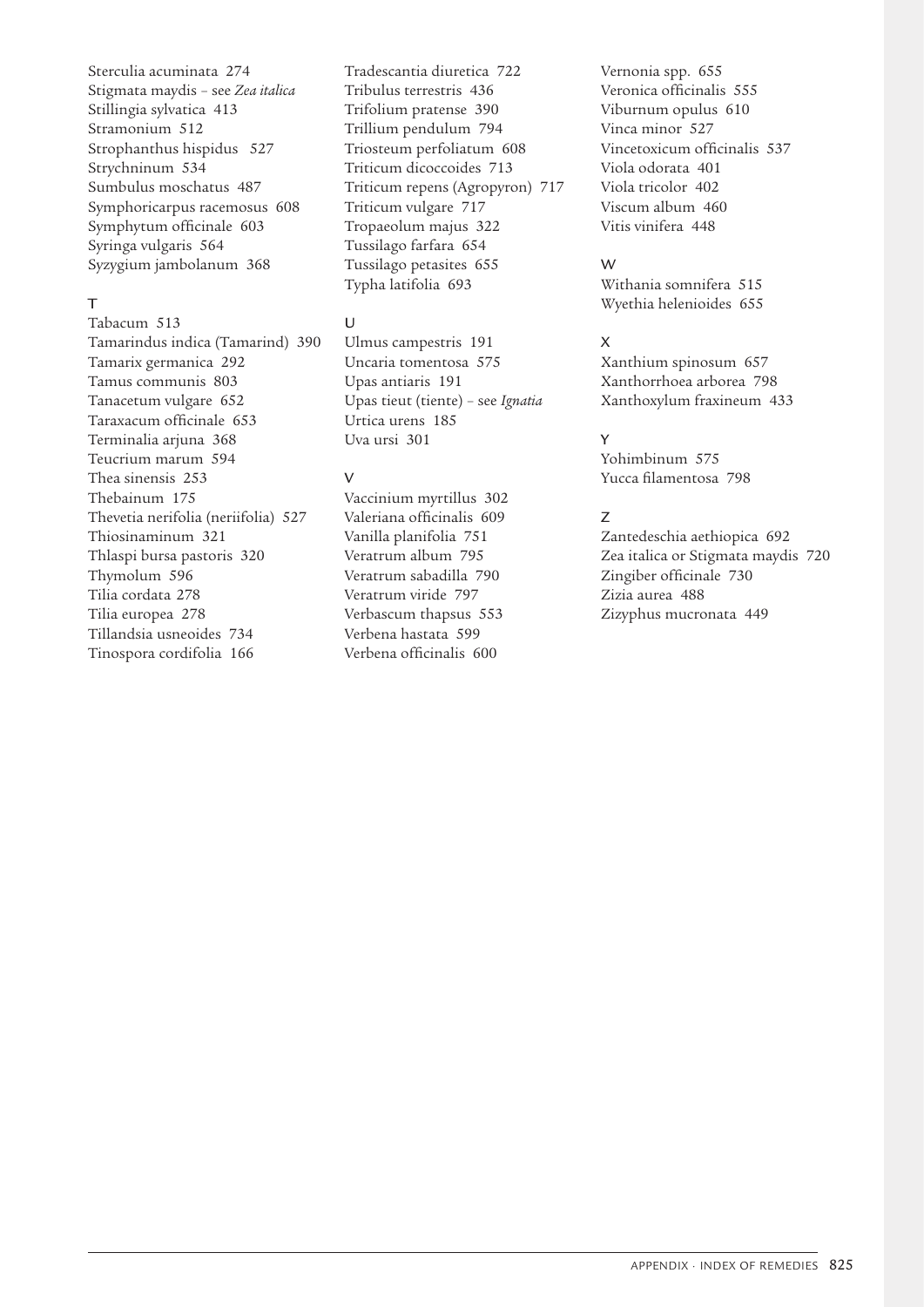Sterculia acuminata 274
Stigmata maydis – see *Zea italica*
Stillingia sylvatica 413
Stramonium 512
Strophanthus hispidus 527
Strychninum 534
Sumbulus moschatus 487
Symphoricarpus racemosus 608
Symphytum officinale 603
Syringa vulgaris 564
Syzygium jambolanum 368

## T

Tabacum 513
Tamarindus indica (Tamarind) 390
Tamarix germanica 292
Tamus communis 803
Tanacetum vulgare 652
Taraxacum officinale 653
Terminalia arjuna 368
Teucrium marum 594
Thea sinensis 253
Thebainum 175
Thevetia nerifolia (neriifolia) 527
Thiosinaminum 321
Thlaspi bursa pastoris 320
Thymolum 596
Tilia cordata 278
Tilia europea 278
Tillandsia usneoides 734
Tinospora cordifolia 166
Tradescantia diuretica 722
Tribulus terrestris 436
Trifolium pratense 390
Trillium pendulum 794
Triosteum perfoliatum 608
Triticum dicoccoides 713
Triticum repens (Agropyron) 717
Triticum vulgare 717
Tropaeolum majus 322
Tussilago farfara 654
Tussilago petasites 655
Typha latifolia 693

## U

Ulmus campestris 191
Uncaria tomentosa 575
Upas antiaris 191
Upas tieut (tiente) – see *Ignatia*
Urtica urens 185
Uva ursi 301

## V

Vaccinium myrtillus 302
Valeriana officinalis 609
Vanilla planifolia 751
Veratrum album 795
Veratrum sabadilla 790
Veratrum viride 797
Verbascum thapsus 553
Verbena hastata 599
Verbena officinalis 600
Vernonia spp. 655
Veronica officinalis 555
Viburnum opulus 610
Vinca minor 527
Vincetoxicum officinalis 537
Viola odorata 401
Viola tricolor 402
Viscum album 460
Vitis vinifera 448

## W

Withania somnifera 515
Wyethia helenioides 655

## X

Xanthium spinosum 657
Xanthorrhoea arborea 798
Xanthoxylum fraxineum 433

## Y

Yohimbinum 575
Yucca filamentosa 798

## Z

Zantedeschia aethiopica 692
Zea italica or Stigmata maydis 720
Zingiber officinale 730
Zizia aurea 488
Zizyphus mucronata 449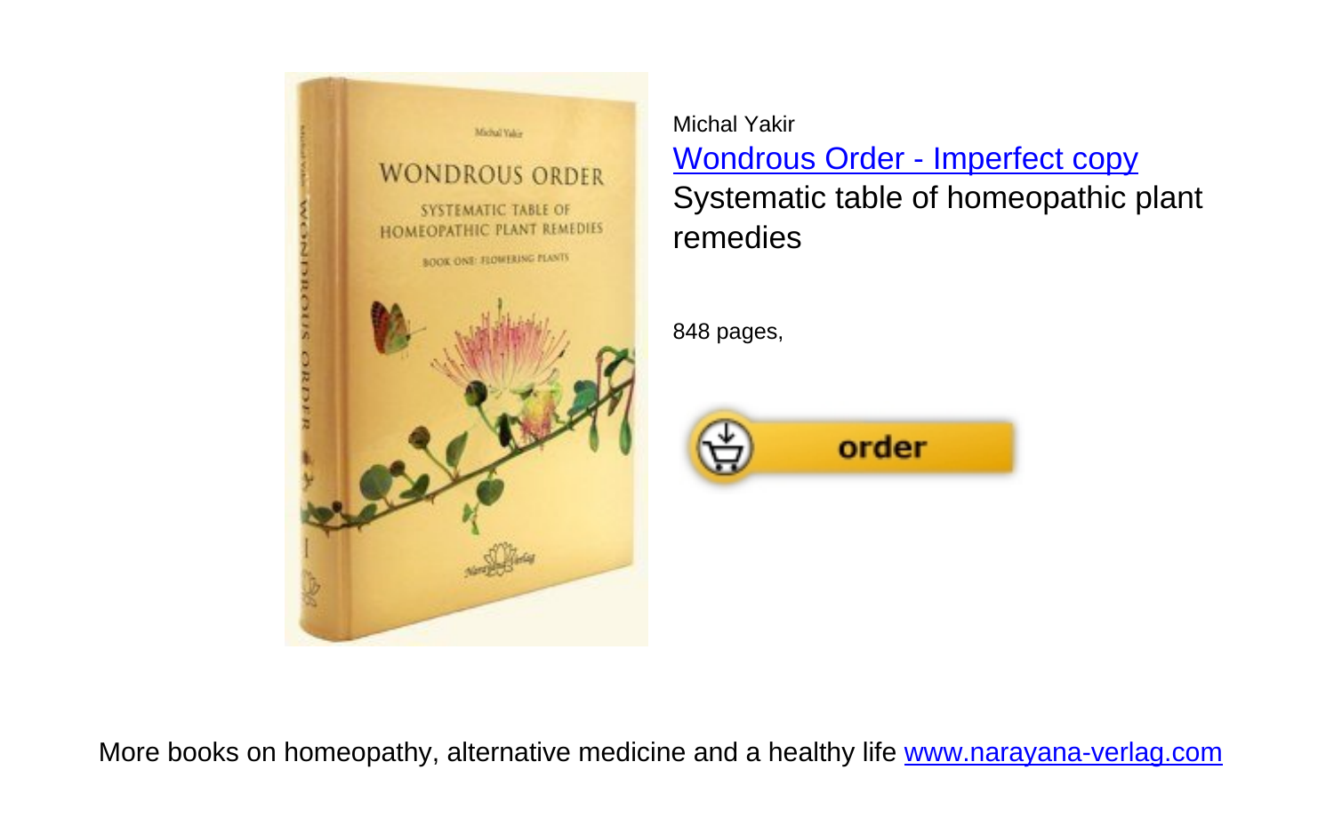Michal Yakir

[Wondrous Order - Imperfect copy](#)

Systematic table of homeopathic plant remedies

848 pages,

order

More books on homeopathy, alternative medicine and a healthy life [www.narayana-verlag.com](http://www.narayana-verlag.com)